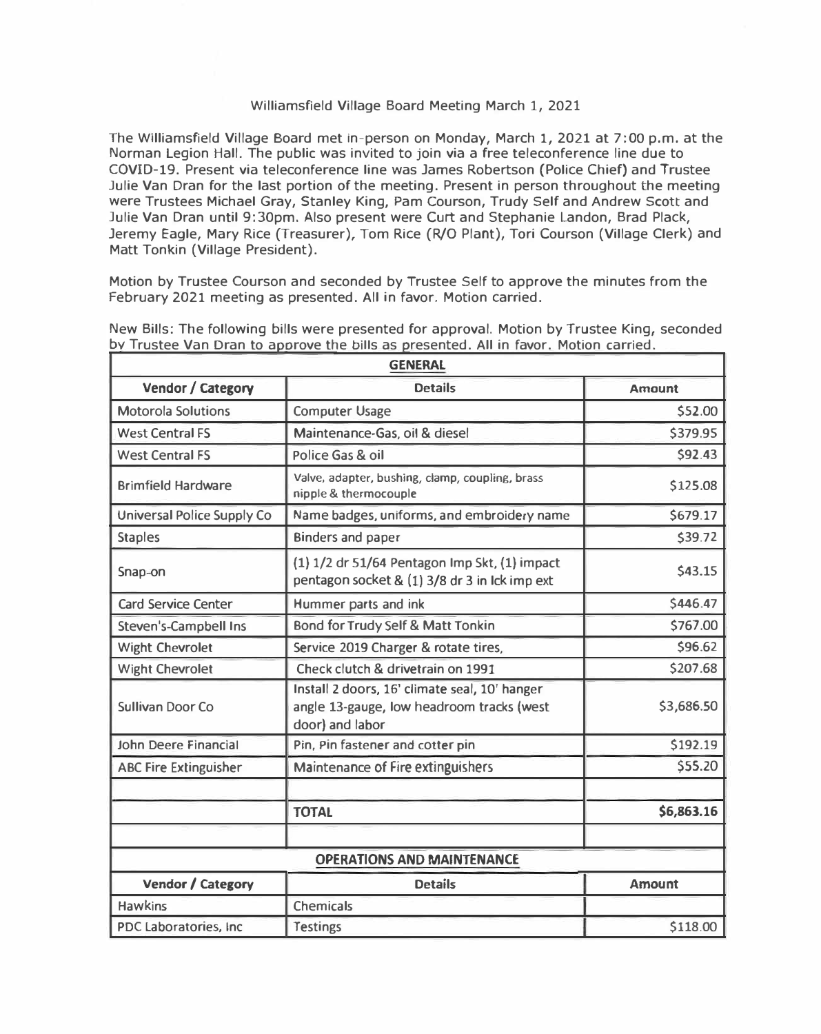# Williamsfield Village Board Meeting March 1, 2021

The Williamsfield Village Board met in-person on Monday, March 1, 2021 at 7:00 p.m. at the Norman Legion Hall. The public was invited to join via a free teleconference line due to COVID-19. Present via teleconference line was James Robertson (Police Chief) and Trustee Julie Van Dran for the last portion of the meeting. Present in person throughout the meeting were Trustees Michael Gray, Stanley King, Pam Courson, Trudy Self and Andrew Scott and Julie Van Dran until 9:30pm. Also present were Curt and Stephanie Landon, Brad Plack, Jeremy Eagle, Mary Rice (Treasurer), Tom Rice (R/O Plant), Tori Courson (Village Clerk) and Matt Tonkin (Village President).

Motion by Trustee Courson and seconded by Trustee Self to approve the minutes from the February 2021 meeting as presented. All in favor. Motion carried.

New Bills: The following bills were presented for approval. Motion by Trustee King, seconded by Trustee Van Dran to approve the bills as presented. All in favor. Motion carried.

| **GENERAL** | | |
|---|---|---|
| **Vendor / Category** | **Details** | **Amount** |
| Motorola Solutions | Computer Usage | $52.00 |
| West Central FS | Maintenance-Gas, oil & diesel | $379.95 |
| West Central FS | Police Gas & oil | $92.43 |
| Brimfield Hardware | Valve, adapter, bushing, clamp, coupling, brass nipple & thermocouple | $125.08 |
| Universal Police Supply Co | Name badges, uniforms, and embroidery name | $679.17 |
| Staples | Binders and paper | $39.72 |
| Snap-on | (1) 1/2 dr 51/64 Pentagon Imp Skt, (1) impact pentagon socket & (1) 3/8 dr 3 in lck imp ext | $43.15 |
| Card Service Center | Hummer parts and ink | $446.47 |
| Steven's-Campbell Ins | Bond for Trudy Self & Matt Tonkin | $767.00 |
| Wight Chevrolet | Service 2019 Charger & rotate tires, | $96.62 |
| Wight Chevrolet | Check clutch & drivetrain on 1991 | $207.68 |
| Sullivan Door Co | Install 2 doors, 16' climate seal, 10' hanger angle 13-gauge, low headroom tracks (west door) and labor | $3,686.50 |
| John Deere Financial | Pin, Pin fastener and cotter pin | $192.19 |
| ABC Fire Extinguisher | Maintenance of Fire extinguishers | $55.20 |
| | | |
| | **TOTAL** | **$6,863.16** |
| | | |

| **OPERATIONS AND MAINTENANCE** | | |
|---|---|---|
| **Vendor / Category** | **Details** | **Amount** |
| Hawkins | Chemicals | |
| PDC Laboratories, Inc | Testings | $118.00 |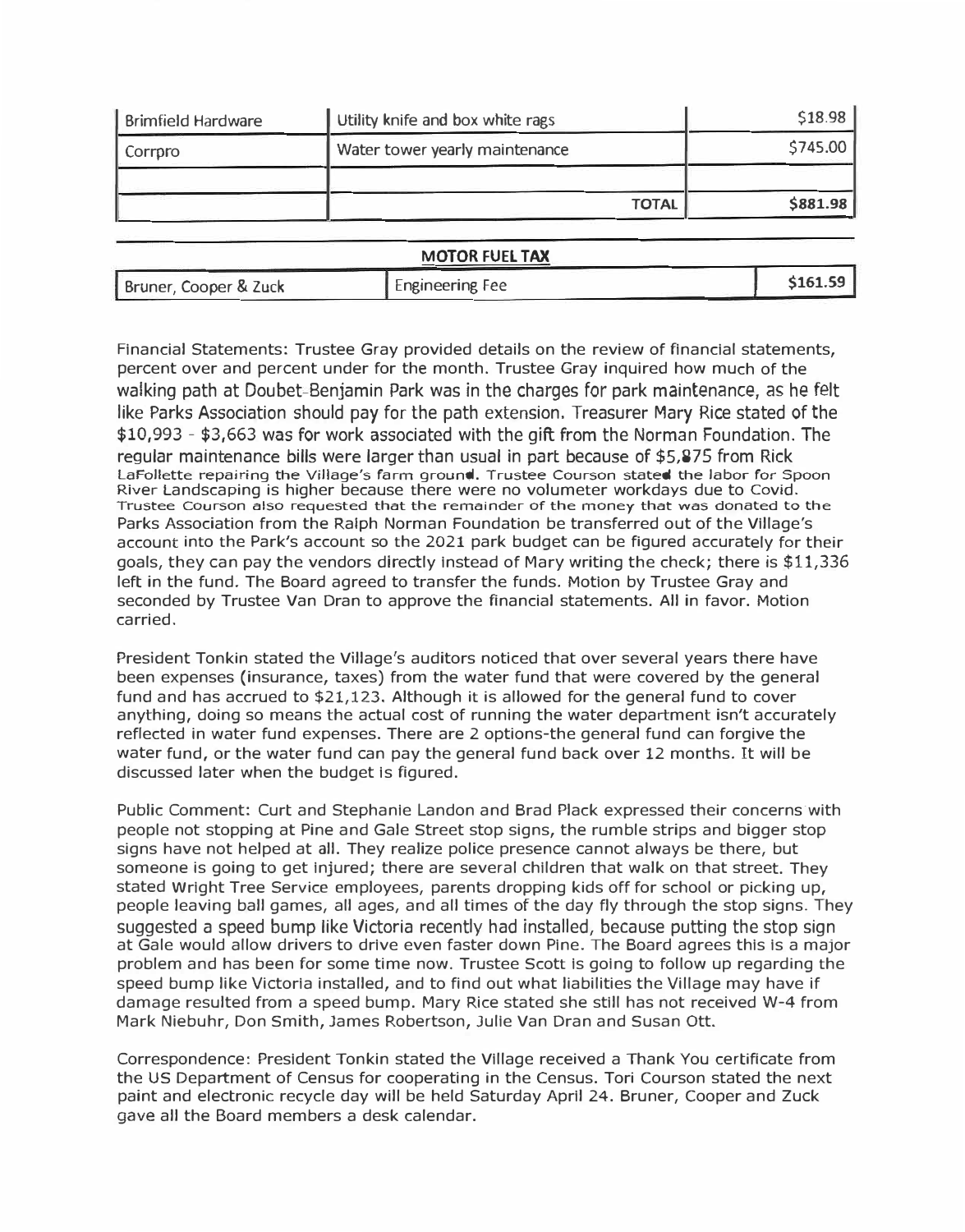| | | |
|---|---|---|
| Brimfield Hardware | Utility knife and box white rags | $18.98 |
| Corrpro | Water tower yearly maintenance | $745.00 |
| | | |
| | **TOTAL** | **$881.98** |

**MOTOR FUEL TAX**

| | | |
|---|---|---|
| Bruner, Cooper & Zuck | Engineering Fee | **$161.59** |

Financial Statements: Trustee Gray provided details on the review of financial statements, percent over and percent under for the month. Trustee Gray inquired how much of the walking path at Doubet-Benjamin Park was in the charges for park maintenance, as he felt like Parks Association should pay for the path extension. Treasurer Mary Rice stated of the $10,993 - $3,663 was for work associated with the gift from the Norman Foundation. The regular maintenance bills were larger than usual in part because of $5,875 from Rick LaFollette repairing the Village's farm ground. Trustee Courson stated the labor for Spoon River Landscaping is higher because there were no volumeter workdays due to Covid. Trustee Courson also requested that the remainder of the money that was donated to the Parks Association from the Ralph Norman Foundation be transferred out of the Village's account into the Park's account so the 2021 park budget can be figured accurately for their goals, they can pay the vendors directly instead of Mary writing the check; there is $11,336 left in the fund. The Board agreed to transfer the funds. Motion by Trustee Gray and seconded by Trustee Van Dran to approve the financial statements. All in favor. Motion carried.

President Tonkin stated the Village's auditors noticed that over several years there have been expenses (insurance, taxes) from the water fund that were covered by the general fund and has accrued to $21,123. Although it is allowed for the general fund to cover anything, doing so means the actual cost of running the water department isn't accurately reflected in water fund expenses. There are 2 options-the general fund can forgive the water fund, or the water fund can pay the general fund back over 12 months. It will be discussed later when the budget is figured.

Public Comment: Curt and Stephanie Landon and Brad Plack expressed their concerns with people not stopping at Pine and Gale Street stop signs, the rumble strips and bigger stop signs have not helped at all. They realize police presence cannot always be there, but someone is going to get injured; there are several children that walk on that street. They stated Wright Tree Service employees, parents dropping kids off for school or picking up, people leaving ball games, all ages, and all times of the day fly through the stop signs. They suggested a speed bump like Victoria recently had installed, because putting the stop sign at Gale would allow drivers to drive even faster down Pine. The Board agrees this is a major problem and has been for some time now. Trustee Scott is going to follow up regarding the speed bump like Victoria installed, and to find out what liabilities the Village may have if damage resulted from a speed bump. Mary Rice stated she still has not received W-4 from Mark Niebuhr, Don Smith, James Robertson, Julie Van Dran and Susan Ott.

Correspondence: President Tonkin stated the Village received a Thank You certificate from the US Department of Census for cooperating in the Census. Tori Courson stated the next paint and electronic recycle day will be held Saturday April 24. Bruner, Cooper and Zuck gave all the Board members a desk calendar.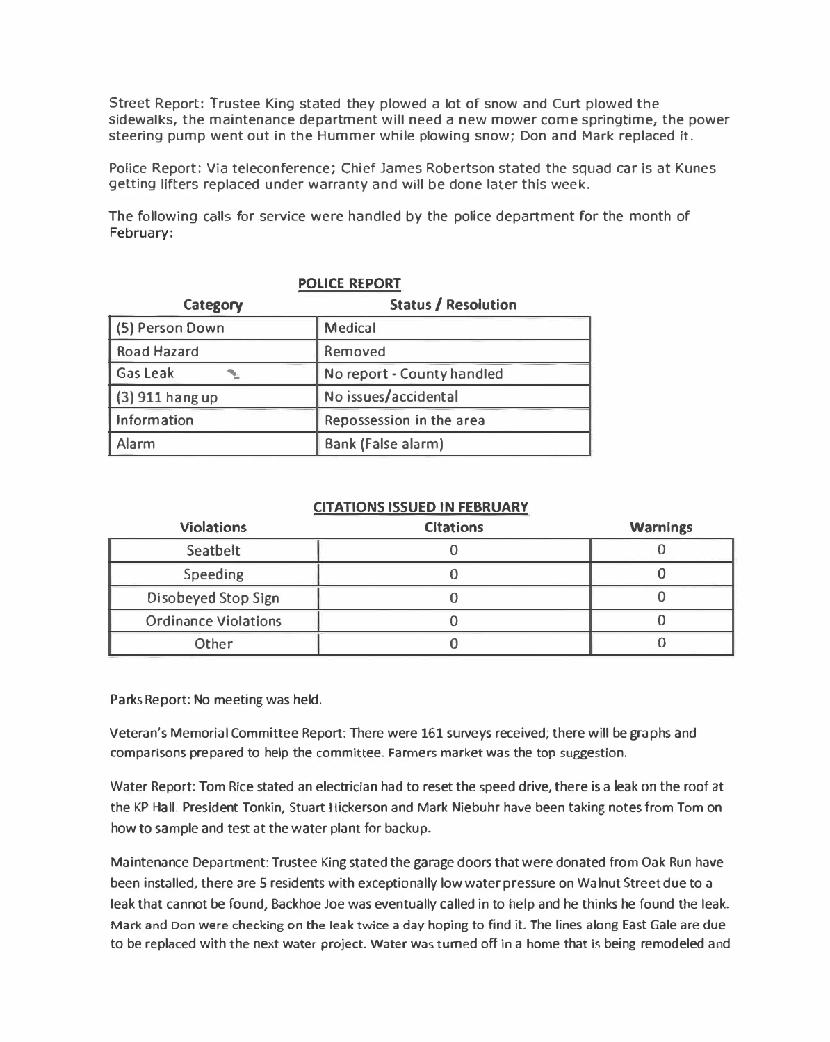Street Report: Trustee King stated they plowed a lot of snow and Curt plowed the sidewalks, the maintenance department will need a new mower come springtime, the power steering pump went out in the Hummer while plowing snow; Don and Mark replaced it.

Police Report: Via teleconference; Chief James Robertson stated the squad car is at Kunes getting lifters replaced under warranty and will be done later this week.

The following calls for service were handled by the police department for the month of February:

**POLICE REPORT**

| Category | Status / Resolution |
|---|---|
| (5) Person Down | Medical |
| Road Hazard | Removed |
| Gas Leak | No report - County handled |
| (3) 911 hang up | No issues/accidental |
| Information | Repossession in the area |
| Alarm | Bank (False alarm) |

**CITATIONS ISSUED IN FEBRUARY**

| Violations | Citations | Warnings |
|---|---|---|
| Seatbelt | 0 | 0 |
| Speeding | 0 | 0 |
| Disobeyed Stop Sign | 0 | 0 |
| Ordinance Violations | 0 | 0 |
| Other | 0 | 0 |

Parks Report: No meeting was held.

Veteran's Memorial Committee Report: There were 161 surveys received; there will be graphs and comparisons prepared to help the committee. Farmers market was the top suggestion.

Water Report: Tom Rice stated an electrician had to reset the speed drive, there is a leak on the roof at the KP Hall. President Tonkin, Stuart Hickerson and Mark Niebuhr have been taking notes from Tom on how to sample and test at the water plant for backup.

Maintenance Department: Trustee King stated the garage doors that were donated from Oak Run have been installed, there are 5 residents with exceptionally low water pressure on Walnut Street due to a leak that cannot be found, Backhoe Joe was eventually called in to help and he thinks he found the leak. Mark and Don were checking on the leak twice a day hoping to find it. The lines along East Gale are due to be replaced with the next water project. Water was turned off in a home that is being remodeled and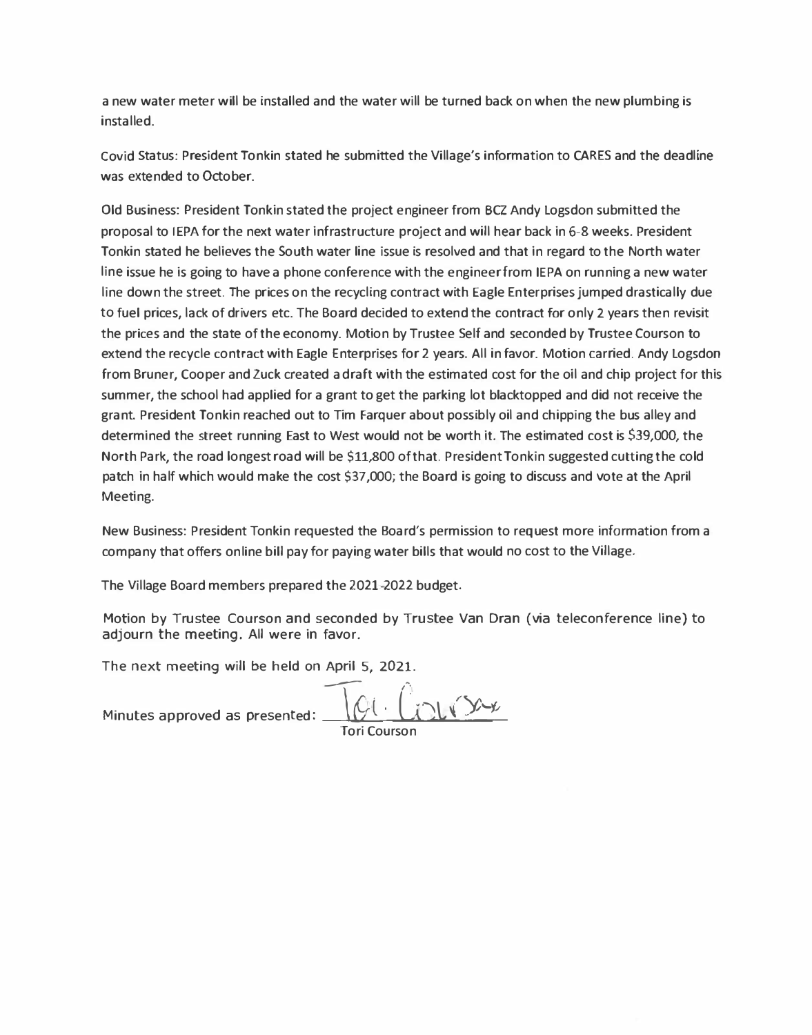a new water meter will be installed and the water will be turned back on when the new plumbing is installed.

Covid Status: President Tonkin stated he submitted the Village's information to CARES and the deadline was extended to October.

Old Business: President Tonkin stated the project engineer from BCZ Andy Logsdon submitted the proposal to IEPA for the next water infrastructure project and will hear back in 6-8 weeks. President Tonkin stated he believes the South water line issue is resolved and that in regard to the North water line issue he is going to have a phone conference with the engineer from IEPA on running a new water line down the street. The prices on the recycling contract with Eagle Enterprises jumped drastically due to fuel prices, lack of drivers etc. The Board decided to extend the contract for only 2 years then revisit the prices and the state of the economy. Motion by Trustee Self and seconded by Trustee Courson to extend the recycle contract with Eagle Enterprises for 2 years. All in favor. Motion carried. Andy Logsdon from Bruner, Cooper and Zuck created a draft with the estimated cost for the oil and chip project for this summer, the school had applied for a grant to get the parking lot blacktopped and did not receive the grant. President Tonkin reached out to Tim Farquer about possibly oil and chipping the bus alley and determined the street running East to West would not be worth it. The estimated cost is $39,000, the North Park, the road longest road will be $11,800 of that. President Tonkin suggested cutting the cold patch in half which would make the cost $37,000; the Board is going to discuss and vote at the April Meeting.

New Business: President Tonkin requested the Board's permission to request more information from a company that offers online bill pay for paying water bills that would no cost to the Village.

The Village Board members prepared the 2021-2022 budget.

Motion by Trustee Courson and seconded by Trustee Van Dran (via teleconference line) to adjourn the meeting. All were in favor.

The next meeting will be held on April 5, 2021.

Minutes approved as presented: Tori Courson

Tori Courson